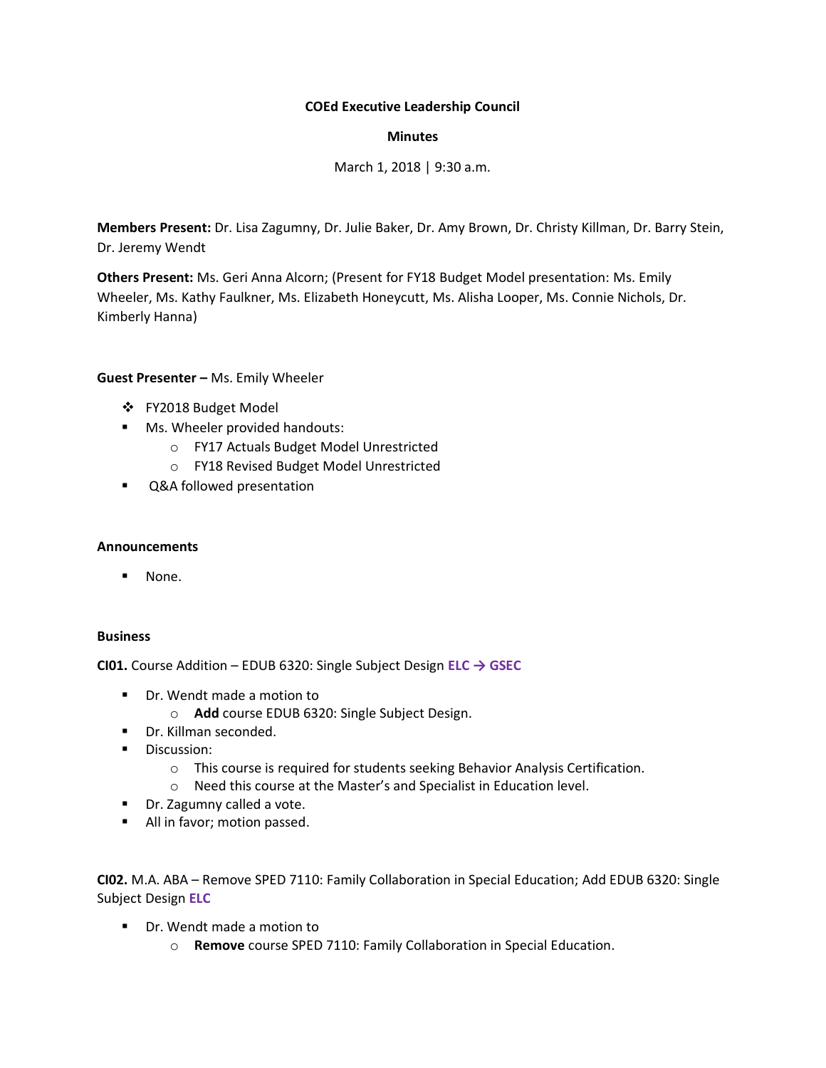**COEd Executive Leadership Council**

**Minutes**

March 1, 2018 | 9:30 a.m.

**Members Present:** Dr. Lisa Zagumny, Dr. Julie Baker, Dr. Amy Brown, Dr. Christy Killman, Dr. Barry Stein, Dr. Jeremy Wendt

**Others Present:** Ms. Geri Anna Alcorn; (Present for FY18 Budget Model presentation: Ms. Emily Wheeler, Ms. Kathy Faulkner, Ms. Elizabeth Honeycutt, Ms. Alisha Looper, Ms. Connie Nichols, Dr. Kimberly Hanna)

**Guest Presenter –** Ms. Emily Wheeler

- FY2018 Budget Model
- Ms. Wheeler provided handouts:
  - FY17 Actuals Budget Model Unrestricted
  - FY18 Revised Budget Model Unrestricted
- Q&A followed presentation

**Announcements**

- None.

**Business**

**CI01.** Course Addition – EDUB 6320: Single Subject Design **ELC → GSEC**

- Dr. Wendt made a motion to
  - **Add** course EDUB 6320: Single Subject Design.
- Dr. Killman seconded.
- Discussion:
  - This course is required for students seeking Behavior Analysis Certification.
  - Need this course at the Master's and Specialist in Education level.
- Dr. Zagumny called a vote.
- All in favor; motion passed.

**CI02.** M.A. ABA – Remove SPED 7110: Family Collaboration in Special Education; Add EDUB 6320: Single Subject Design **ELC**

- Dr. Wendt made a motion to
  - **Remove** course SPED 7110: Family Collaboration in Special Education.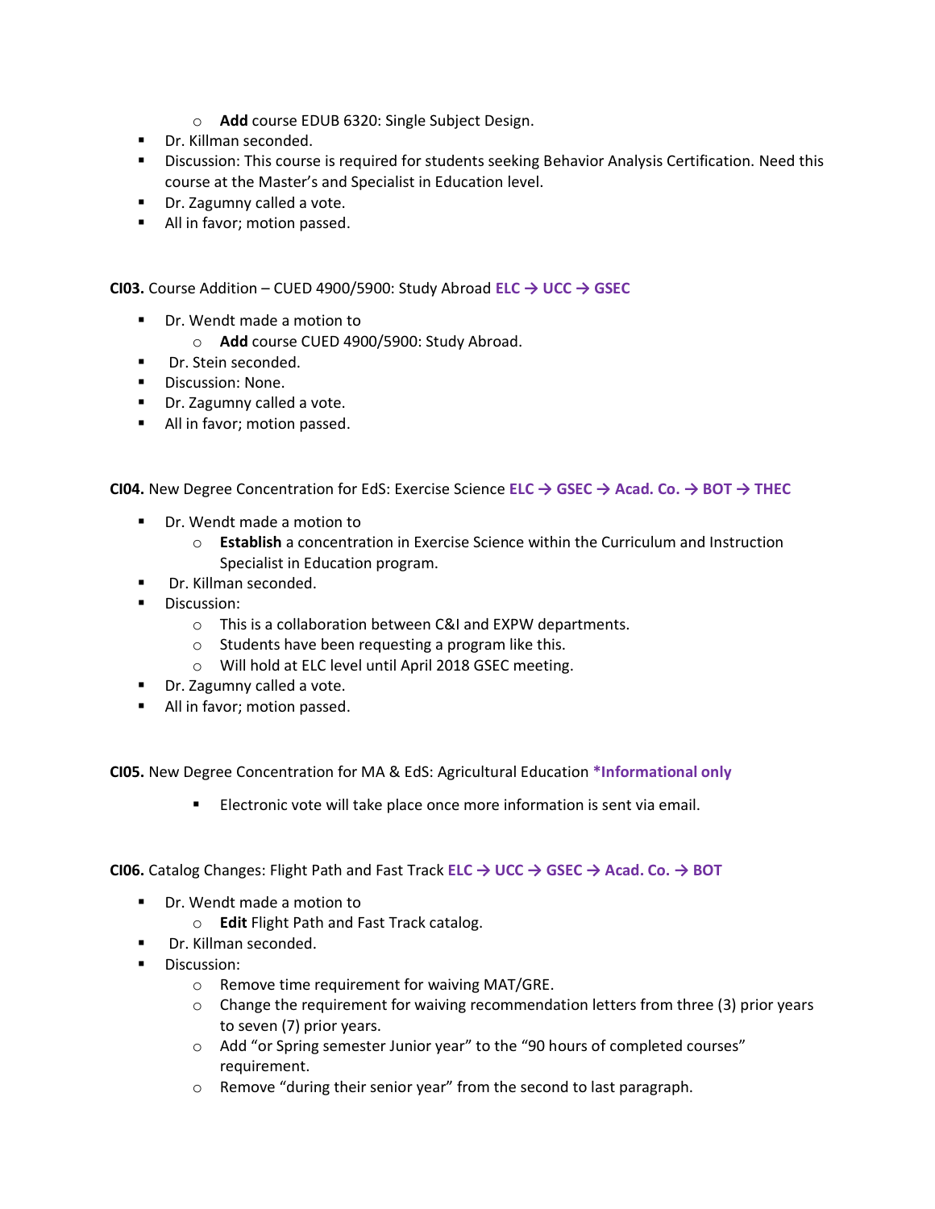- **Add** course EDUB 6320: Single Subject Design.
- Dr. Killman seconded.
- Discussion: This course is required for students seeking Behavior Analysis Certification. Need this course at the Master's and Specialist in Education level.
- Dr. Zagumny called a vote.
- All in favor; motion passed.

**CI03.** Course Addition – CUED 4900/5900: Study Abroad **ELC → UCC → GSEC**

- Dr. Wendt made a motion to
  - **Add** course CUED 4900/5900: Study Abroad.
- Dr. Stein seconded.
- Discussion: None.
- Dr. Zagumny called a vote.
- All in favor; motion passed.

**CI04.** New Degree Concentration for EdS: Exercise Science **ELC → GSEC → Acad. Co. → BOT → THEC**

- Dr. Wendt made a motion to
  - **Establish** a concentration in Exercise Science within the Curriculum and Instruction Specialist in Education program.
- Dr. Killman seconded.
- Discussion:
  - This is a collaboration between C&I and EXPW departments.
  - Students have been requesting a program like this.
  - Will hold at ELC level until April 2018 GSEC meeting.
- Dr. Zagumny called a vote.
- All in favor; motion passed.

**CI05.** New Degree Concentration for MA & EdS: Agricultural Education ***Informational only**

- Electronic vote will take place once more information is sent via email.

**CI06.** Catalog Changes: Flight Path and Fast Track **ELC → UCC → GSEC → Acad. Co. → BOT**

- Dr. Wendt made a motion to
  - **Edit** Flight Path and Fast Track catalog.
- Dr. Killman seconded.
- Discussion:
  - Remove time requirement for waiving MAT/GRE.
  - Change the requirement for waiving recommendation letters from three (3) prior years to seven (7) prior years.
  - Add "or Spring semester Junior year" to the "90 hours of completed courses" requirement.
  - Remove "during their senior year" from the second to last paragraph.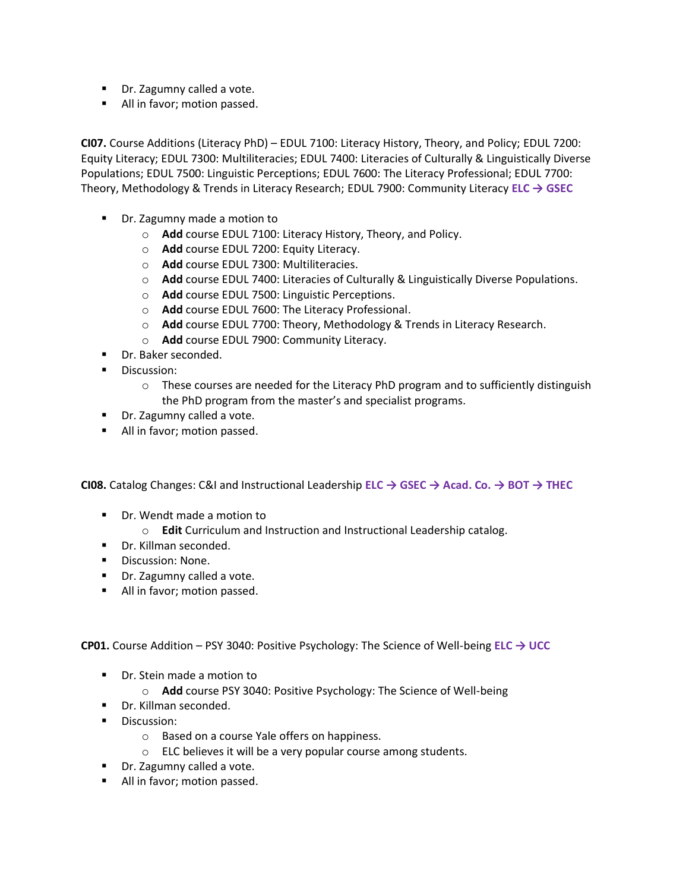- Dr. Zagumny called a vote.
- All in favor; motion passed.

**CI07.** Course Additions (Literacy PhD) – EDUL 7100: Literacy History, Theory, and Policy; EDUL 7200: Equity Literacy; EDUL 7300: Multiliteracies; EDUL 7400: Literacies of Culturally & Linguistically Diverse Populations; EDUL 7500: Linguistic Perceptions; EDUL 7600: The Literacy Professional; EDUL 7700: Theory, Methodology & Trends in Literacy Research; EDUL 7900: Community Literacy **ELC → GSEC**

- Dr. Zagumny made a motion to
  - **Add** course EDUL 7100: Literacy History, Theory, and Policy.
  - **Add** course EDUL 7200: Equity Literacy.
  - **Add** course EDUL 7300: Multiliteracies.
  - **Add** course EDUL 7400: Literacies of Culturally & Linguistically Diverse Populations.
  - **Add** course EDUL 7500: Linguistic Perceptions.
  - **Add** course EDUL 7600: The Literacy Professional.
  - **Add** course EDUL 7700: Theory, Methodology & Trends in Literacy Research.
  - **Add** course EDUL 7900: Community Literacy.
- Dr. Baker seconded.
- Discussion:
  - These courses are needed for the Literacy PhD program and to sufficiently distinguish the PhD program from the master's and specialist programs.
- Dr. Zagumny called a vote.
- All in favor; motion passed.

**CI08.** Catalog Changes: C&I and Instructional Leadership **ELC → GSEC → Acad. Co. → BOT → THEC**

- Dr. Wendt made a motion to
  - **Edit** Curriculum and Instruction and Instructional Leadership catalog.
- Dr. Killman seconded.
- Discussion: None.
- Dr. Zagumny called a vote.
- All in favor; motion passed.

**CP01.** Course Addition – PSY 3040: Positive Psychology: The Science of Well-being **ELC → UCC**

- Dr. Stein made a motion to
  - **Add** course PSY 3040: Positive Psychology: The Science of Well-being
- Dr. Killman seconded.
- Discussion:
  - Based on a course Yale offers on happiness.
  - ELC believes it will be a very popular course among students.
- Dr. Zagumny called a vote.
- All in favor; motion passed.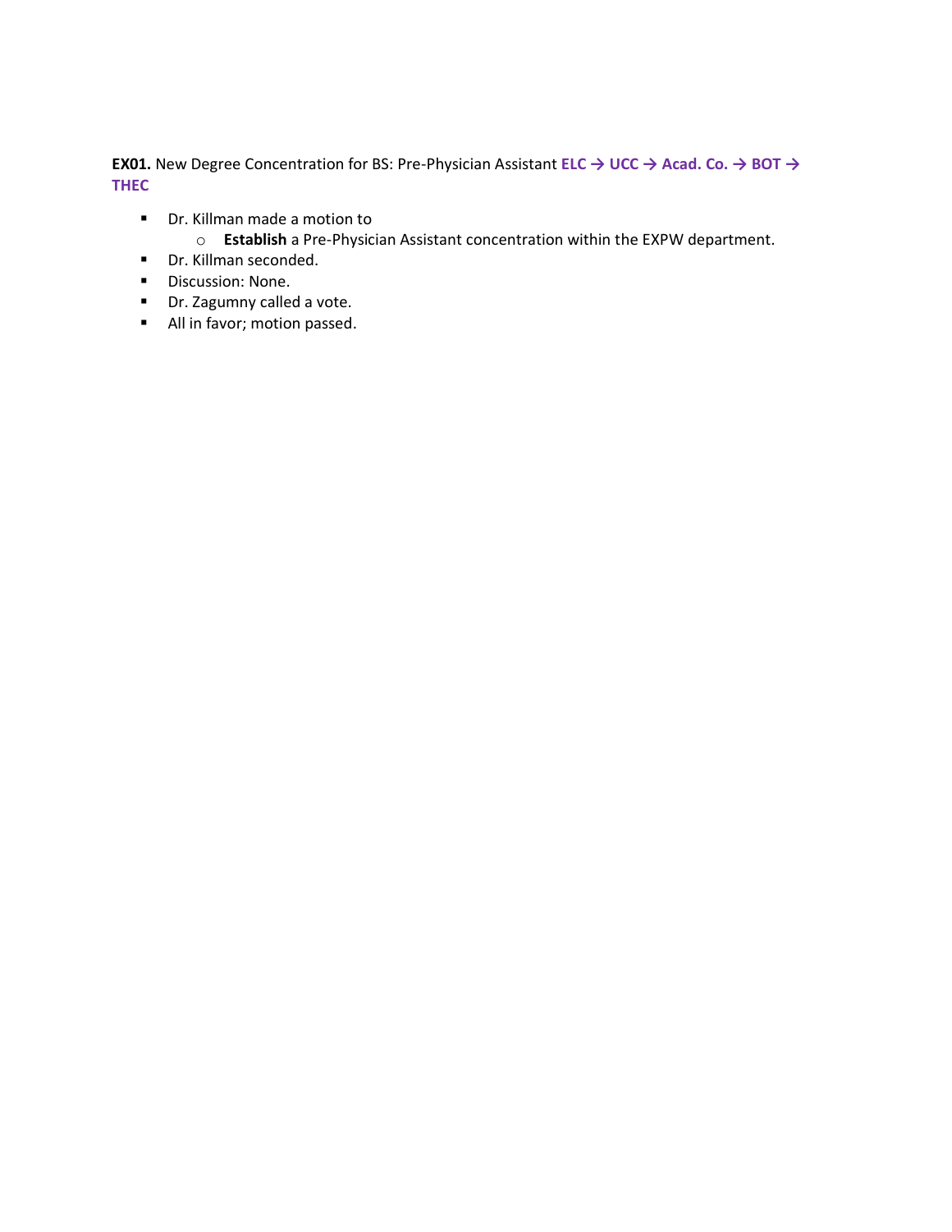**EX01.** New Degree Concentration for BS: Pre-Physician Assistant **ELC → UCC → Acad. Co. → BOT → THEC**

- Dr. Killman made a motion to
  - **Establish** a Pre-Physician Assistant concentration within the EXPW department.
- Dr. Killman seconded.
- Discussion: None.
- Dr. Zagumny called a vote.
- All in favor; motion passed.